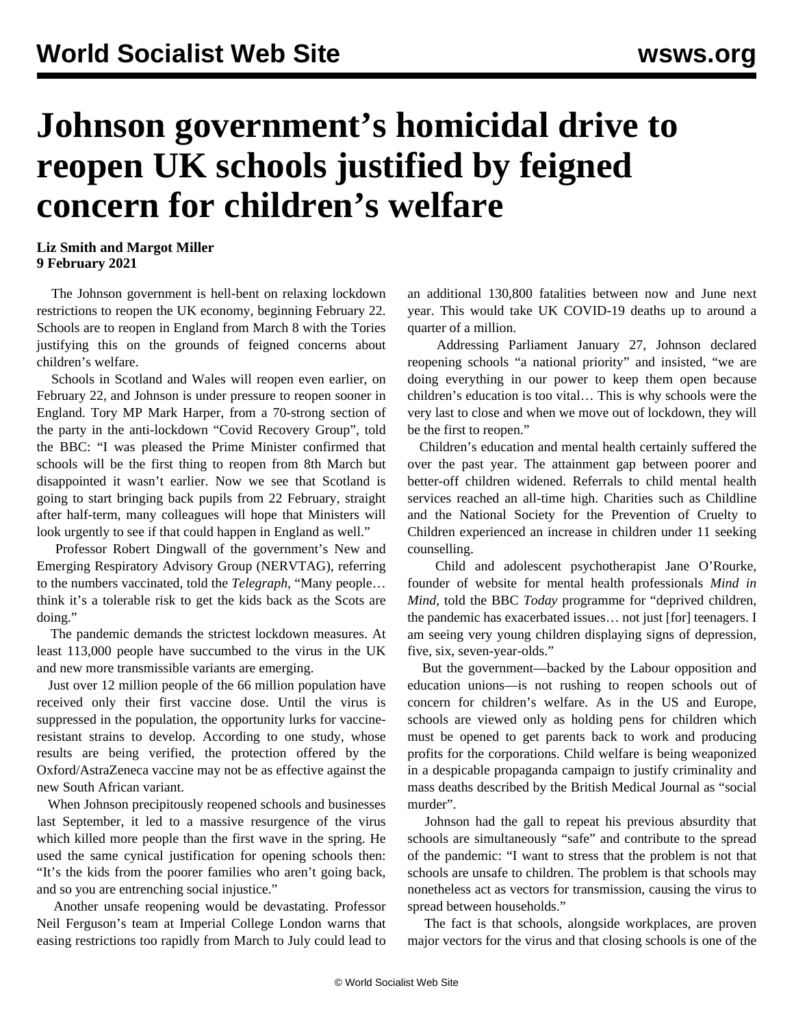# Johnson government's homicidal drive to reopen UK schools justified by feigned concern for children's welfare

**Liz Smith and Margot Miller**
**9 February 2021**

The Johnson government is hell-bent on relaxing lockdown restrictions to reopen the UK economy, beginning February 22. Schools are to reopen in England from March 8 with the Tories justifying this on the grounds of feigned concerns about children's welfare.

Schools in Scotland and Wales will reopen even earlier, on February 22, and Johnson is under pressure to reopen sooner in England. Tory MP Mark Harper, from a 70-strong section of the party in the anti-lockdown "Covid Recovery Group", told the BBC: "I was pleased the Prime Minister confirmed that schools will be the first thing to reopen from 8th March but disappointed it wasn't earlier. Now we see that Scotland is going to start bringing back pupils from 22 February, straight after half-term, many colleagues will hope that Ministers will look urgently to see if that could happen in England as well."

Professor Robert Dingwall of the government's New and Emerging Respiratory Advisory Group (NERVTAG), referring to the numbers vaccinated, told the *Telegraph,* "Many people… think it's a tolerable risk to get the kids back as the Scots are doing."

The pandemic demands the strictest lockdown measures. At least 113,000 people have succumbed to the virus in the UK and new more transmissible variants are emerging.

Just over 12 million people of the 66 million population have received only their first vaccine dose. Until the virus is suppressed in the population, the opportunity lurks for vaccine-resistant strains to develop. According to one study, whose results are being verified, the protection offered by the Oxford/AstraZeneca vaccine may not be as effective against the new South African variant.

When Johnson precipitously reopened schools and businesses last September, it led to a massive resurgence of the virus which killed more people than the first wave in the spring. He used the same cynical justification for opening schools then: "It's the kids from the poorer families who aren't going back, and so you are entrenching social injustice."

Another unsafe reopening would be devastating. Professor Neil Ferguson's team at Imperial College London warns that easing restrictions too rapidly from March to July could lead to an additional 130,800 fatalities between now and June next year. This would take UK COVID-19 deaths up to around a quarter of a million.

Addressing Parliament January 27, Johnson declared reopening schools "a national priority" and insisted, "we are doing everything in our power to keep them open because children's education is too vital… This is why schools were the very last to close and when we move out of lockdown, they will be the first to reopen."

Children's education and mental health certainly suffered the over the past year. The attainment gap between poorer and better-off children widened. Referrals to child mental health services reached an all-time high. Charities such as Childline and the National Society for the Prevention of Cruelty to Children experienced an increase in children under 11 seeking counselling.

Child and adolescent psychotherapist Jane O'Rourke, founder of website for mental health professionals *Mind in Mind,* told the BBC *Today* programme for "deprived children, the pandemic has exacerbated issues… not just [for] teenagers. I am seeing very young children displaying signs of depression, five, six, seven-year-olds."

But the government—backed by the Labour opposition and education unions—is not rushing to reopen schools out of concern for children's welfare. As in the US and Europe, schools are viewed only as holding pens for children which must be opened to get parents back to work and producing profits for the corporations. Child welfare is being weaponized in a despicable propaganda campaign to justify criminality and mass deaths described by the British Medical Journal as "social murder".

Johnson had the gall to repeat his previous absurdity that schools are simultaneously "safe" and contribute to the spread of the pandemic: "I want to stress that the problem is not that schools are unsafe to children. The problem is that schools may nonetheless act as vectors for transmission, causing the virus to spread between households."

The fact is that schools, alongside workplaces, are proven major vectors for the virus and that closing schools is one of the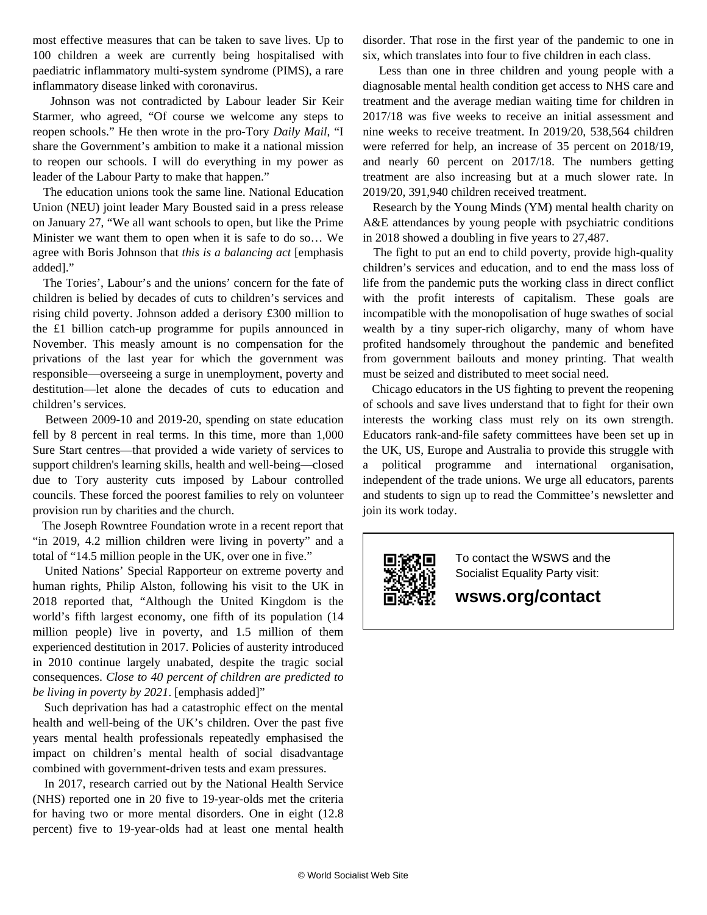most effective measures that can be taken to save lives. Up to 100 children a week are currently being hospitalised with paediatric inflammatory multi-system syndrome (PIMS), a rare inflammatory disease linked with coronavirus.

Johnson was not contradicted by Labour leader Sir Keir Starmer, who agreed, "Of course we welcome any steps to reopen schools." He then wrote in the pro-Tory *Daily Mail*, "I share the Government's ambition to make it a national mission to reopen our schools. I will do everything in my power as leader of the Labour Party to make that happen."

The education unions took the same line. National Education Union (NEU) joint leader Mary Bousted said in a press release on January 27, "We all want schools to open, but like the Prime Minister we want them to open when it is safe to do so… We agree with Boris Johnson that *this is a balancing act* [emphasis added]."

The Tories', Labour's and the unions' concern for the fate of children is belied by decades of cuts to children's services and rising child poverty. Johnson added a derisory £300 million to the £1 billion catch-up programme for pupils announced in November. This measly amount is no compensation for the privations of the last year for which the government was responsible—overseeing a surge in unemployment, poverty and destitution—let alone the decades of cuts to education and children's services.

Between 2009-10 and 2019-20, spending on state education fell by 8 percent in real terms. In this time, more than 1,000 Sure Start centres—that provided a wide variety of services to support children's learning skills, health and well-being—closed due to Tory austerity cuts imposed by Labour controlled councils. These forced the poorest families to rely on volunteer provision run by charities and the church.

The Joseph Rowntree Foundation wrote in a recent report that "in 2019, 4.2 million children were living in poverty" and a total of "14.5 million people in the UK, over one in five."

United Nations' Special Rapporteur on extreme poverty and human rights, Philip Alston, following his visit to the UK in 2018 reported that, "Although the United Kingdom is the world's fifth largest economy, one fifth of its population (14 million people) live in poverty, and 1.5 million of them experienced destitution in 2017. Policies of austerity introduced in 2010 continue largely unabated, despite the tragic social consequences. *Close to 40 percent of children are predicted to be living in poverty by 2021*. [emphasis added]"

Such deprivation has had a catastrophic effect on the mental health and well-being of the UK's children. Over the past five years mental health professionals repeatedly emphasised the impact on children's mental health of social disadvantage combined with government-driven tests and exam pressures.

In 2017, research carried out by the National Health Service (NHS) reported one in 20 five to 19-year-olds met the criteria for having two or more mental disorders. One in eight (12.8 percent) five to 19-year-olds had at least one mental health disorder. That rose in the first year of the pandemic to one in six, which translates into four to five children in each class.

Less than one in three children and young people with a diagnosable mental health condition get access to NHS care and treatment and the average median waiting time for children in 2017/18 was five weeks to receive an initial assessment and nine weeks to receive treatment. In 2019/20, 538,564 children were referred for help, an increase of 35 percent on 2018/19, and nearly 60 percent on 2017/18. The numbers getting treatment are also increasing but at a much slower rate. In 2019/20, 391,940 children received treatment.

Research by the Young Minds (YM) mental health charity on A&E attendances by young people with psychiatric conditions in 2018 showed a doubling in five years to 27,487.

The fight to put an end to child poverty, provide high-quality children's services and education, and to end the mass loss of life from the pandemic puts the working class in direct conflict with the profit interests of capitalism. These goals are incompatible with the monopolisation of huge swathes of social wealth by a tiny super-rich oligarchy, many of whom have profited handsomely throughout the pandemic and benefited from government bailouts and money printing. That wealth must be seized and distributed to meet social need.

Chicago educators in the US fighting to prevent the reopening of schools and save lives understand that to fight for their own interests the working class must rely on its own strength. Educators rank-and-file safety committees have been set up in the UK, US, Europe and Australia to provide this struggle with a political programme and international organisation, independent of the trade unions. We urge all educators, parents and students to sign up to read the Committee's newsletter and join its work today.

To contact the WSWS and the Socialist Equality Party visit:

**wsws.org/contact**